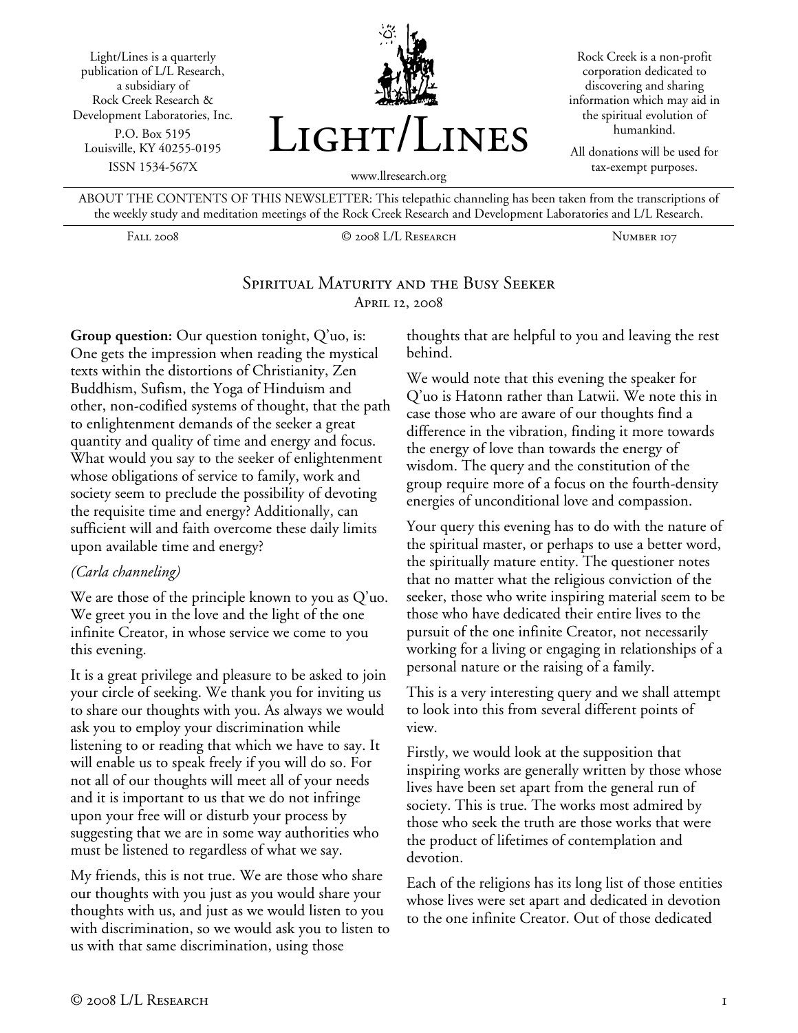Light/Lines is a quarterly publication of L/L Research, a subsidiary of Rock Creek Research & Development Laboratories, Inc.
P.O. Box 5195
Louisville, KY 40255-0195
ISSN 1534-567X

# Light/Lines

www.llresearch.org

Rock Creek is a non-profit corporation dedicated to discovering and sharing information which may aid in the spiritual evolution of humankind.

All donations will be used for tax-exempt purposes.

ABOUT THE CONTENTS OF THIS NEWSLETTER: This telepathic channeling has been taken from the transcriptions of the weekly study and meditation meetings of the Rock Creek Research and Development Laboratories and L/L Research.

Fall 2008 | © 2008 L/L Research | Number 107

## Spiritual Maturity and the Busy Seeker

April 12, 2008

**Group question:** Our question tonight, Q'uo, is: One gets the impression when reading the mystical texts within the distortions of Christianity, Zen Buddhism, Sufism, the Yoga of Hinduism and other, non-codified systems of thought, that the path to enlightenment demands of the seeker a great quantity and quality of time and energy and focus. What would you say to the seeker of enlightenment whose obligations of service to family, work and society seem to preclude the possibility of devoting the requisite time and energy? Additionally, can sufficient will and faith overcome these daily limits upon available time and energy?

*(Carla channeling)*

We are those of the principle known to you as Q'uo. We greet you in the love and the light of the one infinite Creator, in whose service we come to you this evening.

It is a great privilege and pleasure to be asked to join your circle of seeking. We thank you for inviting us to share our thoughts with you. As always we would ask you to employ your discrimination while listening to or reading that which we have to say. It will enable us to speak freely if you will do so. For not all of our thoughts will meet all of your needs and it is important to us that we do not infringe upon your free will or disturb your process by suggesting that we are in some way authorities who must be listened to regardless of what we say.

My friends, this is not true. We are those who share our thoughts with you just as you would share your thoughts with us, and just as we would listen to you with discrimination, so we would ask you to listen to us with that same discrimination, using those thoughts that are helpful to you and leaving the rest behind.

We would note that this evening the speaker for Q'uo is Hatonn rather than Latwii. We note this in case those who are aware of our thoughts find a difference in the vibration, finding it more towards the energy of love than towards the energy of wisdom. The query and the constitution of the group require more of a focus on the fourth-density energies of unconditional love and compassion.

Your query this evening has to do with the nature of the spiritual master, or perhaps to use a better word, the spiritually mature entity. The questioner notes that no matter what the religious conviction of the seeker, those who write inspiring material seem to be those who have dedicated their entire lives to the pursuit of the one infinite Creator, not necessarily working for a living or engaging in relationships of a personal nature or the raising of a family.

This is a very interesting query and we shall attempt to look into this from several different points of view.

Firstly, we would look at the supposition that inspiring works are generally written by those whose lives have been set apart from the general run of society. This is true. The works most admired by those who seek the truth are those works that were the product of lifetimes of contemplation and devotion.

Each of the religions has its long list of those entities whose lives were set apart and dedicated in devotion to the one infinite Creator. Out of those dedicated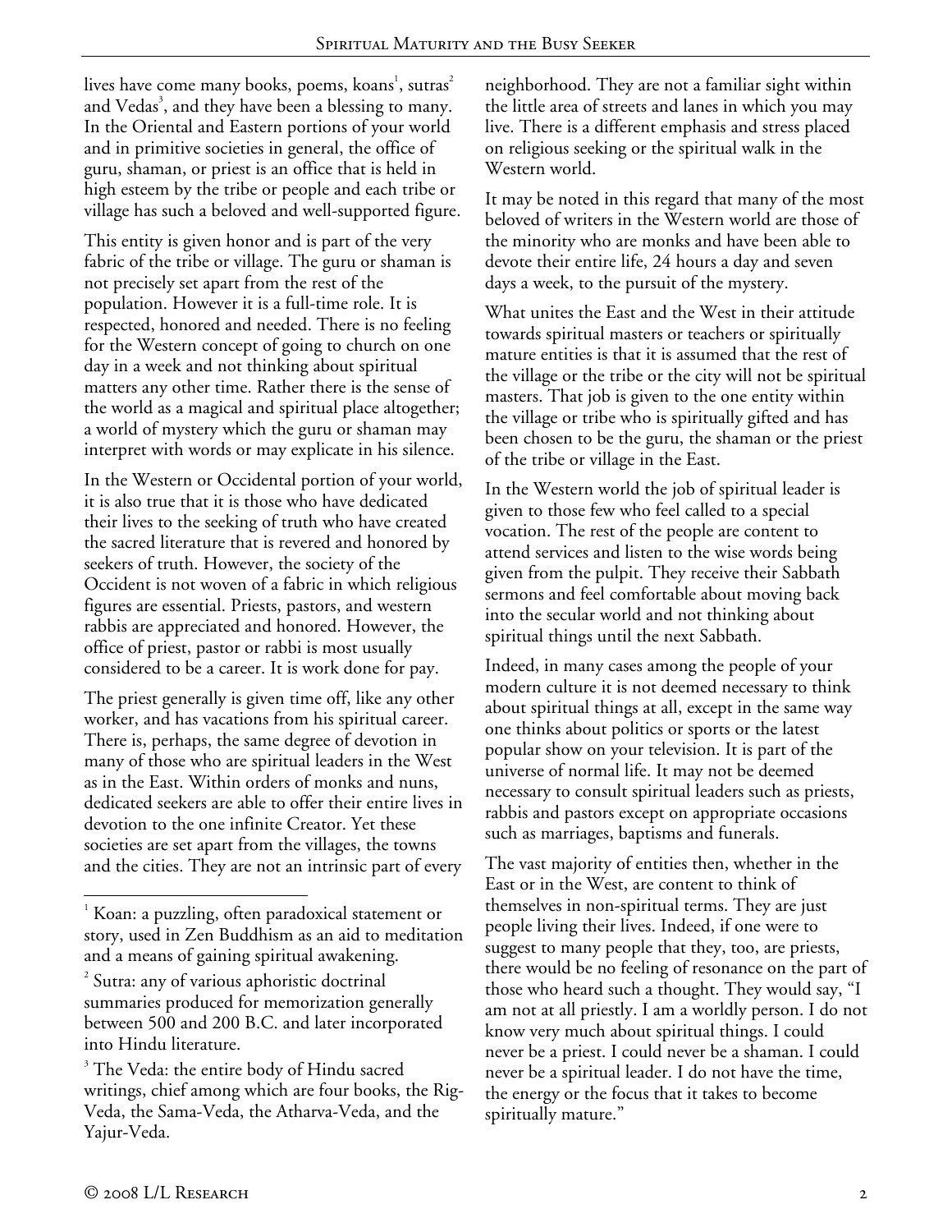lives have come many books, poems, koans[1], sutras[2] and Vedas[3], and they have been a blessing to many. In the Oriental and Eastern portions of your world and in primitive societies in general, the office of guru, shaman, or priest is an office that is held in high esteem by the tribe or people and each tribe or village has such a beloved and well-supported figure.

This entity is given honor and is part of the very fabric of the tribe or village. The guru or shaman is not precisely set apart from the rest of the population. However it is a full-time role. It is respected, honored and needed. There is no feeling for the Western concept of going to church on one day in a week and not thinking about spiritual matters any other time. Rather there is the sense of the world as a magical and spiritual place altogether; a world of mystery which the guru or shaman may interpret with words or may explicate in his silence.

In the Western or Occidental portion of your world, it is also true that it is those who have dedicated their lives to the seeking of truth who have created the sacred literature that is revered and honored by seekers of truth. However, the society of the Occident is not woven of a fabric in which religious figures are essential. Priests, pastors, and western rabbis are appreciated and honored. However, the office of priest, pastor or rabbi is most usually considered to be a career. It is work done for pay.

The priest generally is given time off, like any other worker, and has vacations from his spiritual career. There is, perhaps, the same degree of devotion in many of those who are spiritual leaders in the West as in the East. Within orders of monks and nuns, dedicated seekers are able to offer their entire lives in devotion to the one infinite Creator. Yet these societies are set apart from the villages, the towns and the cities. They are not an intrinsic part of every neighborhood. They are not a familiar sight within the little area of streets and lanes in which you may live. There is a different emphasis and stress placed on religious seeking or the spiritual walk in the Western world.

It may be noted in this regard that many of the most beloved of writers in the Western world are those of the minority who are monks and have been able to devote their entire life, 24 hours a day and seven days a week, to the pursuit of the mystery.

What unites the East and the West in their attitude towards spiritual masters or teachers or spiritually mature entities is that it is assumed that the rest of the village or the tribe or the city will not be spiritual masters. That job is given to the one entity within the village or tribe who is spiritually gifted and has been chosen to be the guru, the shaman or the priest of the tribe or village in the East.

In the Western world the job of spiritual leader is given to those few who feel called to a special vocation. The rest of the people are content to attend services and listen to the wise words being given from the pulpit. They receive their Sabbath sermons and feel comfortable about moving back into the secular world and not thinking about spiritual things until the next Sabbath.

Indeed, in many cases among the people of your modern culture it is not deemed necessary to think about spiritual things at all, except in the same way one thinks about politics or sports or the latest popular show on your television. It is part of the universe of normal life. It may not be deemed necessary to consult spiritual leaders such as priests, rabbis and pastors except on appropriate occasions such as marriages, baptisms and funerals.

The vast majority of entities then, whether in the East or in the West, are content to think of themselves in non-spiritual terms. They are just people living their lives. Indeed, if one were to suggest to many people that they, too, are priests, there would be no feeling of resonance on the part of those who heard such a thought. They would say, "I am not at all priestly. I am a worldly person. I do not know very much about spiritual things. I could never be a priest. I could never be a shaman. I could never be a spiritual leader. I do not have the time, the energy or the focus that it takes to become spiritually mature."

---

[1] Koan: a puzzling, often paradoxical statement or story, used in Zen Buddhism as an aid to meditation and a means of gaining spiritual awakening.

[2] Sutra: any of various aphoristic doctrinal summaries produced for memorization generally between 500 and 200 B.C. and later incorporated into Hindu literature.

[3] The Veda: the entire body of Hindu sacred writings, chief among which are four books, the Rig-Veda, the Sama-Veda, the Atharva-Veda, and the Yajur-Veda.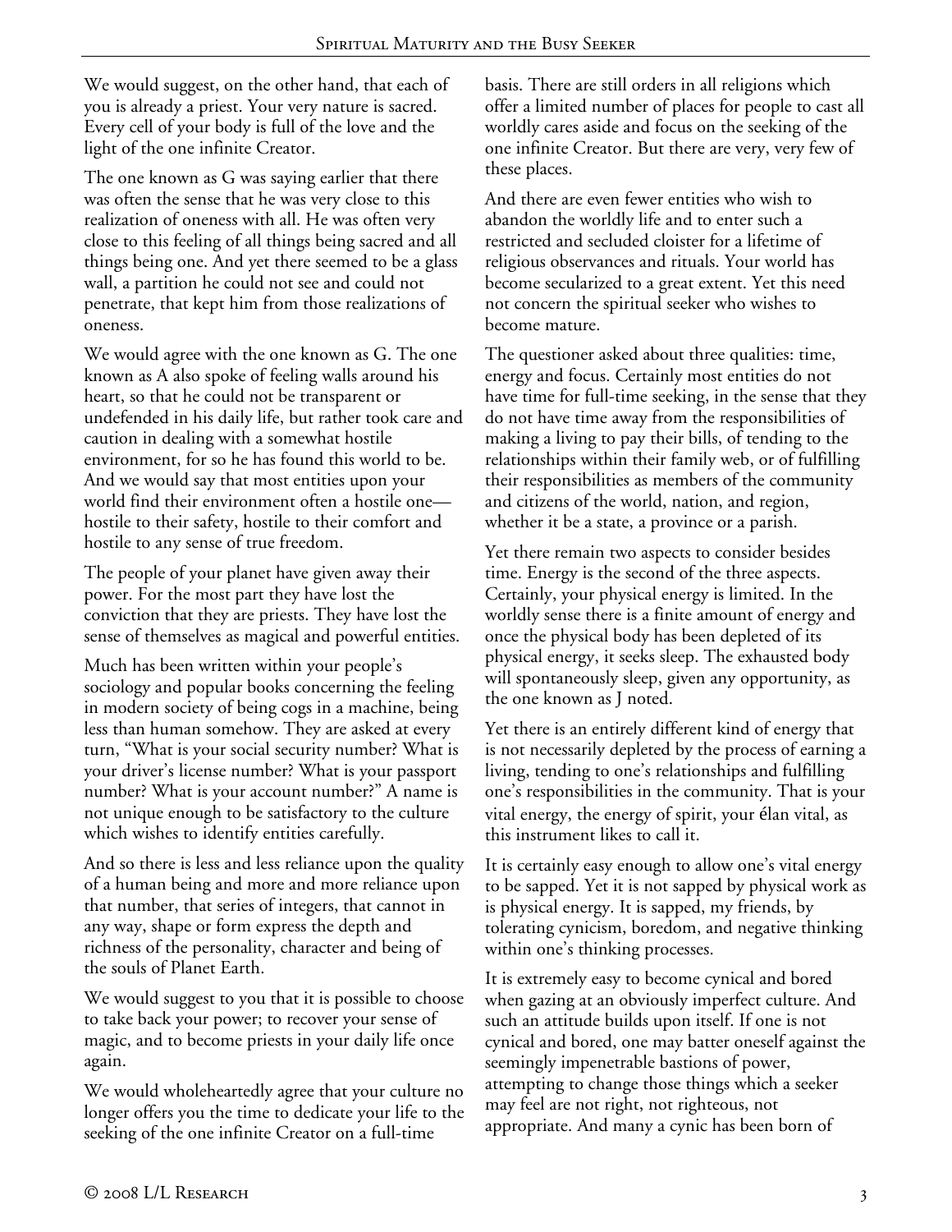We would suggest, on the other hand, that each of you is already a priest. Your very nature is sacred. Every cell of your body is full of the love and the light of the one infinite Creator.

The one known as G was saying earlier that there was often the sense that he was very close to this realization of oneness with all. He was often very close to this feeling of all things being sacred and all things being one. And yet there seemed to be a glass wall, a partition he could not see and could not penetrate, that kept him from those realizations of oneness.

We would agree with the one known as G. The one known as A also spoke of feeling walls around his heart, so that he could not be transparent or undefended in his daily life, but rather took care and caution in dealing with a somewhat hostile environment, for so he has found this world to be. And we would say that most entities upon your world find their environment often a hostile one—hostile to their safety, hostile to their comfort and hostile to any sense of true freedom.

The people of your planet have given away their power. For the most part they have lost the conviction that they are priests. They have lost the sense of themselves as magical and powerful entities.

Much has been written within your people's sociology and popular books concerning the feeling in modern society of being cogs in a machine, being less than human somehow. They are asked at every turn, "What is your social security number? What is your driver's license number? What is your passport number? What is your account number?" A name is not unique enough to be satisfactory to the culture which wishes to identify entities carefully.

And so there is less and less reliance upon the quality of a human being and more and more reliance upon that number, that series of integers, that cannot in any way, shape or form express the depth and richness of the personality, character and being of the souls of Planet Earth.

We would suggest to you that it is possible to choose to take back your power; to recover your sense of magic, and to become priests in your daily life once again.

We would wholeheartedly agree that your culture no longer offers you the time to dedicate your life to the seeking of the one infinite Creator on a full-time basis. There are still orders in all religions which offer a limited number of places for people to cast all worldly cares aside and focus on the seeking of the one infinite Creator. But there are very, very few of these places.

And there are even fewer entities who wish to abandon the worldly life and to enter such a restricted and secluded cloister for a lifetime of religious observances and rituals. Your world has become secularized to a great extent. Yet this need not concern the spiritual seeker who wishes to become mature.

The questioner asked about three qualities: time, energy and focus. Certainly most entities do not have time for full-time seeking, in the sense that they do not have time away from the responsibilities of making a living to pay their bills, of tending to the relationships within their family web, or of fulfilling their responsibilities as members of the community and citizens of the world, nation, and region, whether it be a state, a province or a parish.

Yet there remain two aspects to consider besides time. Energy is the second of the three aspects. Certainly, your physical energy is limited. In the worldly sense there is a finite amount of energy and once the physical body has been depleted of its physical energy, it seeks sleep. The exhausted body will spontaneously sleep, given any opportunity, as the one known as J noted.

Yet there is an entirely different kind of energy that is not necessarily depleted by the process of earning a living, tending to one's relationships and fulfilling one's responsibilities in the community. That is your vital energy, the energy of spirit, your élan vital, as this instrument likes to call it.

It is certainly easy enough to allow one's vital energy to be sapped. Yet it is not sapped by physical work as is physical energy. It is sapped, my friends, by tolerating cynicism, boredom, and negative thinking within one's thinking processes.

It is extremely easy to become cynical and bored when gazing at an obviously imperfect culture. And such an attitude builds upon itself. If one is not cynical and bored, one may batter oneself against the seemingly impenetrable bastions of power, attempting to change those things which a seeker may feel are not right, not righteous, not appropriate. And many a cynic has been born of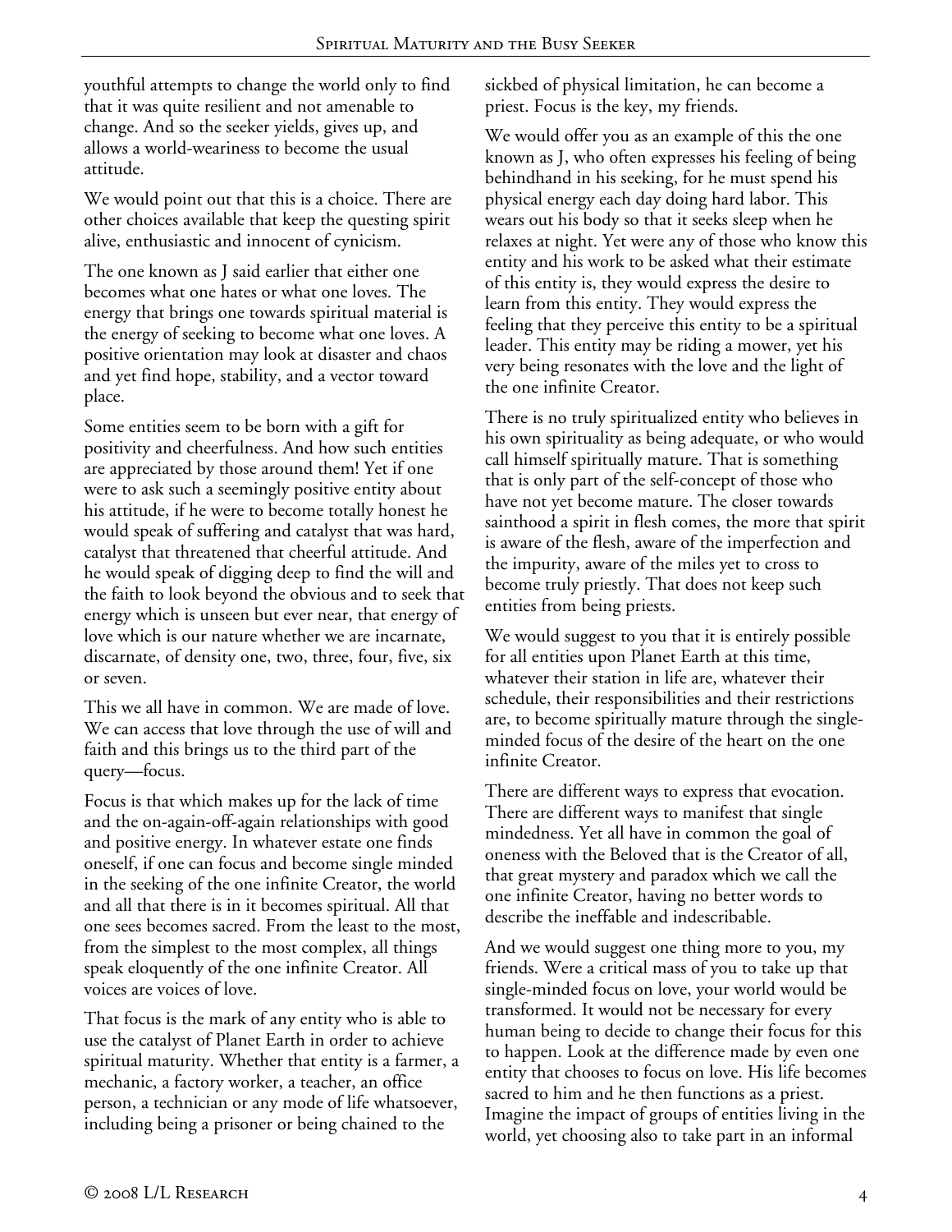youthful attempts to change the world only to find that it was quite resilient and not amenable to change. And so the seeker yields, gives up, and allows a world-weariness to become the usual attitude.

We would point out that this is a choice. There are other choices available that keep the questing spirit alive, enthusiastic and innocent of cynicism.

The one known as J said earlier that either one becomes what one hates or what one loves. The energy that brings one towards spiritual material is the energy of seeking to become what one loves. A positive orientation may look at disaster and chaos and yet find hope, stability, and a vector toward place.

Some entities seem to be born with a gift for positivity and cheerfulness. And how such entities are appreciated by those around them! Yet if one were to ask such a seemingly positive entity about his attitude, if he were to become totally honest he would speak of suffering and catalyst that was hard, catalyst that threatened that cheerful attitude. And he would speak of digging deep to find the will and the faith to look beyond the obvious and to seek that energy which is unseen but ever near, that energy of love which is our nature whether we are incarnate, discarnate, of density one, two, three, four, five, six or seven.

This we all have in common. We are made of love. We can access that love through the use of will and faith and this brings us to the third part of the query—focus.

Focus is that which makes up for the lack of time and the on-again-off-again relationships with good and positive energy. In whatever estate one finds oneself, if one can focus and become single minded in the seeking of the one infinite Creator, the world and all that there is in it becomes spiritual. All that one sees becomes sacred. From the least to the most, from the simplest to the most complex, all things speak eloquently of the one infinite Creator. All voices are voices of love.

That focus is the mark of any entity who is able to use the catalyst of Planet Earth in order to achieve spiritual maturity. Whether that entity is a farmer, a mechanic, a factory worker, a teacher, an office person, a technician or any mode of life whatsoever, including being a prisoner or being chained to the sickbed of physical limitation, he can become a priest. Focus is the key, my friends.

We would offer you as an example of this the one known as J, who often expresses his feeling of being behindhand in his seeking, for he must spend his physical energy each day doing hard labor. This wears out his body so that it seeks sleep when he relaxes at night. Yet were any of those who know this entity and his work to be asked what their estimate of this entity is, they would express the desire to learn from this entity. They would express the feeling that they perceive this entity to be a spiritual leader. This entity may be riding a mower, yet his very being resonates with the love and the light of the one infinite Creator.

There is no truly spiritualized entity who believes in his own spirituality as being adequate, or who would call himself spiritually mature. That is something that is only part of the self-concept of those who have not yet become mature. The closer towards sainthood a spirit in flesh comes, the more that spirit is aware of the flesh, aware of the imperfection and the impurity, aware of the miles yet to cross to become truly priestly. That does not keep such entities from being priests.

We would suggest to you that it is entirely possible for all entities upon Planet Earth at this time, whatever their station in life are, whatever their schedule, their responsibilities and their restrictions are, to become spiritually mature through the single-minded focus of the desire of the heart on the one infinite Creator.

There are different ways to express that evocation. There are different ways to manifest that single mindedness. Yet all have in common the goal of oneness with the Beloved that is the Creator of all, that great mystery and paradox which we call the one infinite Creator, having no better words to describe the ineffable and indescribable.

And we would suggest one thing more to you, my friends. Were a critical mass of you to take up that single-minded focus on love, your world would be transformed. It would not be necessary for every human being to decide to change their focus for this to happen. Look at the difference made by even one entity that chooses to focus on love. His life becomes sacred to him and he then functions as a priest. Imagine the impact of groups of entities living in the world, yet choosing also to take part in an informal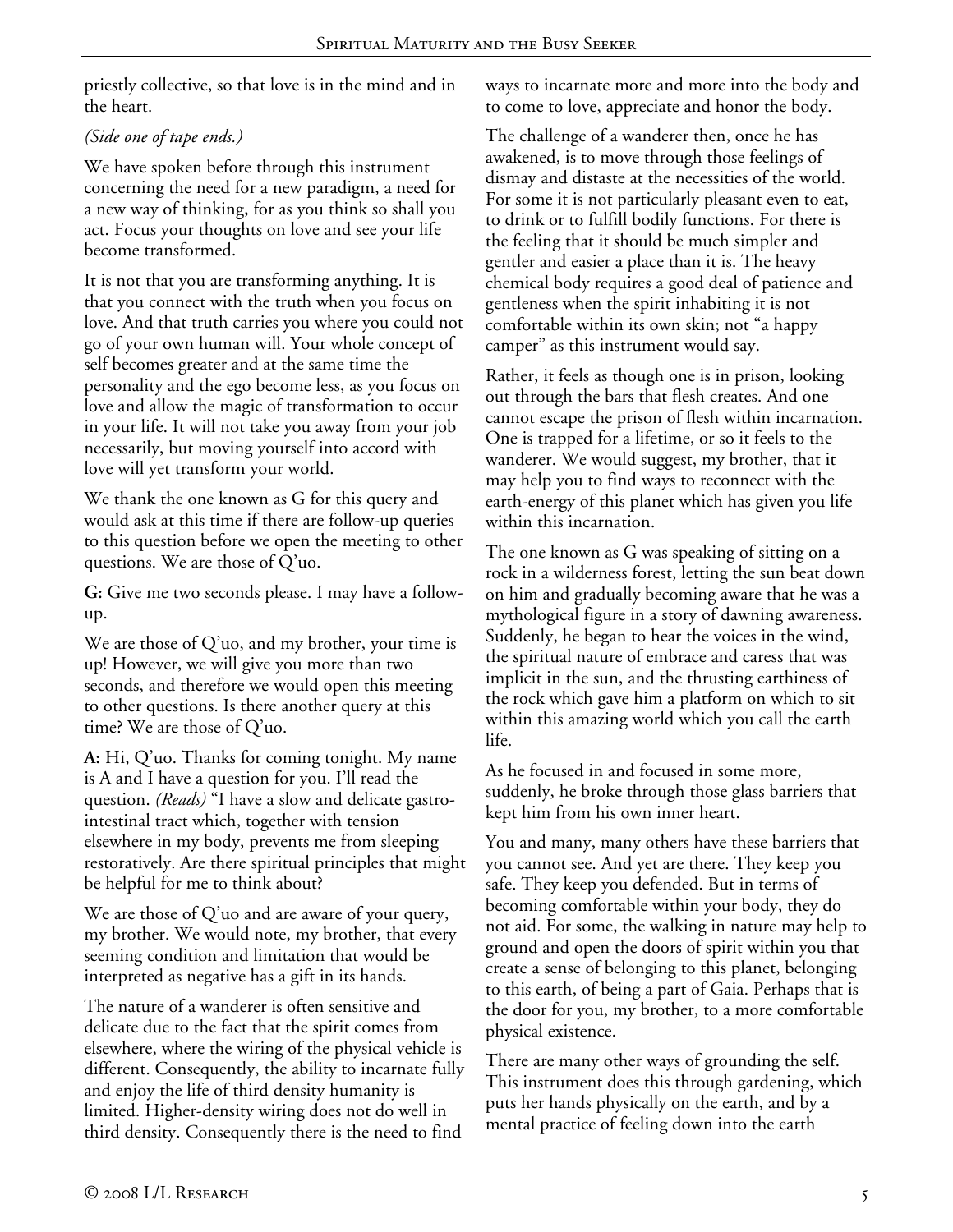priestly collective, so that love is in the mind and in the heart.

*(Side one of tape ends.)*

We have spoken before through this instrument concerning the need for a new paradigm, a need for a new way of thinking, for as you think so shall you act. Focus your thoughts on love and see your life become transformed.

It is not that you are transforming anything. It is that you connect with the truth when you focus on love. And that truth carries you where you could not go of your own human will. Your whole concept of self becomes greater and at the same time the personality and the ego become less, as you focus on love and allow the magic of transformation to occur in your life. It will not take you away from your job necessarily, but moving yourself into accord with love will yet transform your world.

We thank the one known as G for this query and would ask at this time if there are follow-up queries to this question before we open the meeting to other questions. We are those of Q'uo.

**G:** Give me two seconds please. I may have a follow-up.

We are those of Q'uo, and my brother, your time is up! However, we will give you more than two seconds, and therefore we would open this meeting to other questions. Is there another query at this time? We are those of Q'uo.

**A:** Hi, Q'uo. Thanks for coming tonight. My name is A and I have a question for you. I'll read the question. *(Reads)* "I have a slow and delicate gastro-intestinal tract which, together with tension elsewhere in my body, prevents me from sleeping restoratively. Are there spiritual principles that might be helpful for me to think about?

We are those of Q'uo and are aware of your query, my brother. We would note, my brother, that every seeming condition and limitation that would be interpreted as negative has a gift in its hands.

The nature of a wanderer is often sensitive and delicate due to the fact that the spirit comes from elsewhere, where the wiring of the physical vehicle is different. Consequently, the ability to incarnate fully and enjoy the life of third density humanity is limited. Higher-density wiring does not do well in third density. Consequently there is the need to find ways to incarnate more and more into the body and to come to love, appreciate and honor the body.

The challenge of a wanderer then, once he has awakened, is to move through those feelings of dismay and distaste at the necessities of the world. For some it is not particularly pleasant even to eat, to drink or to fulfill bodily functions. For there is the feeling that it should be much simpler and gentler and easier a place than it is. The heavy chemical body requires a good deal of patience and gentleness when the spirit inhabiting it is not comfortable within its own skin; not "a happy camper" as this instrument would say.

Rather, it feels as though one is in prison, looking out through the bars that flesh creates. And one cannot escape the prison of flesh within incarnation. One is trapped for a lifetime, or so it feels to the wanderer. We would suggest, my brother, that it may help you to find ways to reconnect with the earth-energy of this planet which has given you life within this incarnation.

The one known as G was speaking of sitting on a rock in a wilderness forest, letting the sun beat down on him and gradually becoming aware that he was a mythological figure in a story of dawning awareness. Suddenly, he began to hear the voices in the wind, the spiritual nature of embrace and caress that was implicit in the sun, and the thrusting earthiness of the rock which gave him a platform on which to sit within this amazing world which you call the earth life.

As he focused in and focused in some more, suddenly, he broke through those glass barriers that kept him from his own inner heart.

You and many, many others have these barriers that you cannot see. And yet are there. They keep you safe. They keep you defended. But in terms of becoming comfortable within your body, they do not aid. For some, the walking in nature may help to ground and open the doors of spirit within you that create a sense of belonging to this planet, belonging to this earth, of being a part of Gaia. Perhaps that is the door for you, my brother, to a more comfortable physical existence.

There are many other ways of grounding the self. This instrument does this through gardening, which puts her hands physically on the earth, and by a mental practice of feeling down into the earth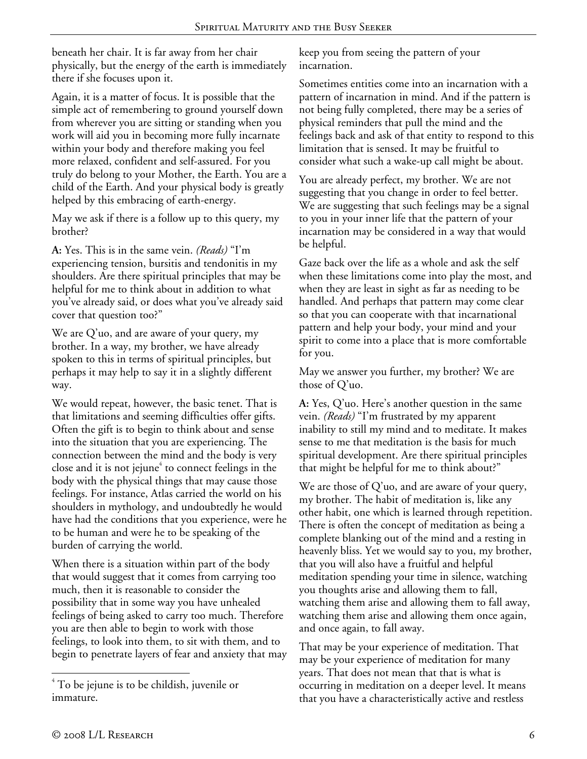beneath her chair. It is far away from her chair physically, but the energy of the earth is immediately there if she focuses upon it.

Again, it is a matter of focus. It is possible that the simple act of remembering to ground yourself down from wherever you are sitting or standing when you work will aid you in becoming more fully incarnate within your body and therefore making you feel more relaxed, confident and self-assured. For you truly do belong to your Mother, the Earth. You are a child of the Earth. And your physical body is greatly helped by this embracing of earth-energy.

May we ask if there is a follow up to this query, my brother?

**A:** Yes. This is in the same vein. *(Reads)* "I'm experiencing tension, bursitis and tendonitis in my shoulders. Are there spiritual principles that may be helpful for me to think about in addition to what you've already said, or does what you've already said cover that question too?"

We are Q'uo, and are aware of your query, my brother. In a way, my brother, we have already spoken to this in terms of spiritual principles, but perhaps it may help to say it in a slightly different way.

We would repeat, however, the basic tenet. That is that limitations and seeming difficulties offer gifts. Often the gift is to begin to think about and sense into the situation that you are experiencing. The connection between the mind and the body is very close and it is not jejune[4] to connect feelings in the body with the physical things that may cause those feelings. For instance, Atlas carried the world on his shoulders in mythology, and undoubtedly he would have had the conditions that you experience, were he to be human and were he to be speaking of the burden of carrying the world.

When there is a situation within part of the body that would suggest that it comes from carrying too much, then it is reasonable to consider the possibility that in some way you have unhealed feelings of being asked to carry too much. Therefore you are then able to begin to work with those feelings, to look into them, to sit with them, and to begin to penetrate layers of fear and anxiety that may keep you from seeing the pattern of your incarnation.

Sometimes entities come into an incarnation with a pattern of incarnation in mind. And if the pattern is not being fully completed, there may be a series of physical reminders that pull the mind and the feelings back and ask of that entity to respond to this limitation that is sensed. It may be fruitful to consider what such a wake-up call might be about.

You are already perfect, my brother. We are not suggesting that you change in order to feel better. We are suggesting that such feelings may be a signal to you in your inner life that the pattern of your incarnation may be considered in a way that would be helpful.

Gaze back over the life as a whole and ask the self when these limitations come into play the most, and when they are least in sight as far as needing to be handled. And perhaps that pattern may come clear so that you can cooperate with that incarnational pattern and help your body, your mind and your spirit to come into a place that is more comfortable for you.

May we answer you further, my brother? We are those of Q'uo.

**A:** Yes, Q'uo. Here's another question in the same vein. *(Reads)* "I'm frustrated by my apparent inability to still my mind and to meditate. It makes sense to me that meditation is the basis for much spiritual development. Are there spiritual principles that might be helpful for me to think about?"

We are those of Q'uo, and are aware of your query, my brother. The habit of meditation is, like any other habit, one which is learned through repetition. There is often the concept of meditation as being a complete blanking out of the mind and a resting in heavenly bliss. Yet we would say to you, my brother, that you will also have a fruitful and helpful meditation spending your time in silence, watching you thoughts arise and allowing them to fall, watching them arise and allowing them to fall away, watching them arise and allowing them once again, and once again, to fall away.

That may be your experience of meditation. That may be your experience of meditation for many years. That does not mean that that is what is occurring in meditation on a deeper level. It means that you have a characteristically active and restless

---

[4] To be jejune is to be childish, juvenile or immature.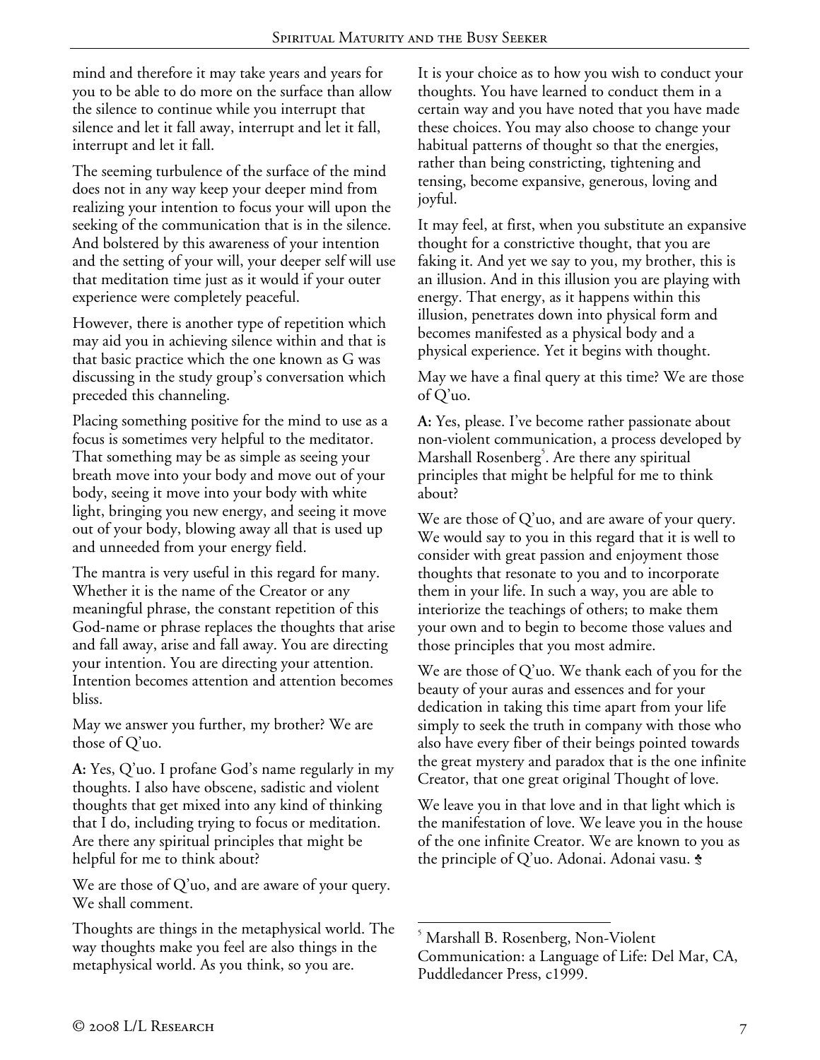mind and therefore it may take years and years for you to be able to do more on the surface than allow the silence to continue while you interrupt that silence and let it fall away, interrupt and let it fall, interrupt and let it fall.

The seeming turbulence of the surface of the mind does not in any way keep your deeper mind from realizing your intention to focus your will upon the seeking of the communication that is in the silence. And bolstered by this awareness of your intention and the setting of your will, your deeper self will use that meditation time just as it would if your outer experience were completely peaceful.

However, there is another type of repetition which may aid you in achieving silence within and that is that basic practice which the one known as G was discussing in the study group's conversation which preceded this channeling.

Placing something positive for the mind to use as a focus is sometimes very helpful to the meditator. That something may be as simple as seeing your breath move into your body and move out of your body, seeing it move into your body with white light, bringing you new energy, and seeing it move out of your body, blowing away all that is used up and unneeded from your energy field.

The mantra is very useful in this regard for many. Whether it is the name of the Creator or any meaningful phrase, the constant repetition of this God-name or phrase replaces the thoughts that arise and fall away, arise and fall away. You are directing your intention. You are directing your attention. Intention becomes attention and attention becomes bliss.

May we answer you further, my brother? We are those of Q'uo.

**A:** Yes, Q'uo. I profane God's name regularly in my thoughts. I also have obscene, sadistic and violent thoughts that get mixed into any kind of thinking that I do, including trying to focus or meditation. Are there any spiritual principles that might be helpful for me to think about?

We are those of Q'uo, and are aware of your query. We shall comment.

Thoughts are things in the metaphysical world. The way thoughts make you feel are also things in the metaphysical world. As you think, so you are.

It is your choice as to how you wish to conduct your thoughts. You have learned to conduct them in a certain way and you have noted that you have made these choices. You may also choose to change your habitual patterns of thought so that the energies, rather than being constricting, tightening and tensing, become expansive, generous, loving and joyful.

It may feel, at first, when you substitute an expansive thought for a constrictive thought, that you are faking it. And yet we say to you, my brother, this is an illusion. And in this illusion you are playing with energy. That energy, as it happens within this illusion, penetrates down into physical form and becomes manifested as a physical body and a physical experience. Yet it begins with thought.

May we have a final query at this time? We are those of Q'uo.

**A:** Yes, please. I've become rather passionate about non-violent communication, a process developed by Marshall Rosenberg[5]. Are there any spiritual principles that might be helpful for me to think about?

We are those of Q'uo, and are aware of your query. We would say to you in this regard that it is well to consider with great passion and enjoyment those thoughts that resonate to you and to incorporate them in your life. In such a way, you are able to interiorize the teachings of others; to make them your own and to begin to become those values and those principles that you most admire.

We are those of Q'uo. We thank each of you for the beauty of your auras and essences and for your dedication in taking this time apart from your life simply to seek the truth in company with those who also have every fiber of their beings pointed towards the great mystery and paradox that is the one infinite Creator, that one great original Thought of love.

We leave you in that love and in that light which is the manifestation of love. We leave you in the house of the one infinite Creator. We are known to you as the principle of Q'uo. Adonai. Adonai vasu. ♣

---

[5] Marshall B. Rosenberg, Non-Violent Communication: a Language of Life: Del Mar, CA, Puddledancer Press, c1999.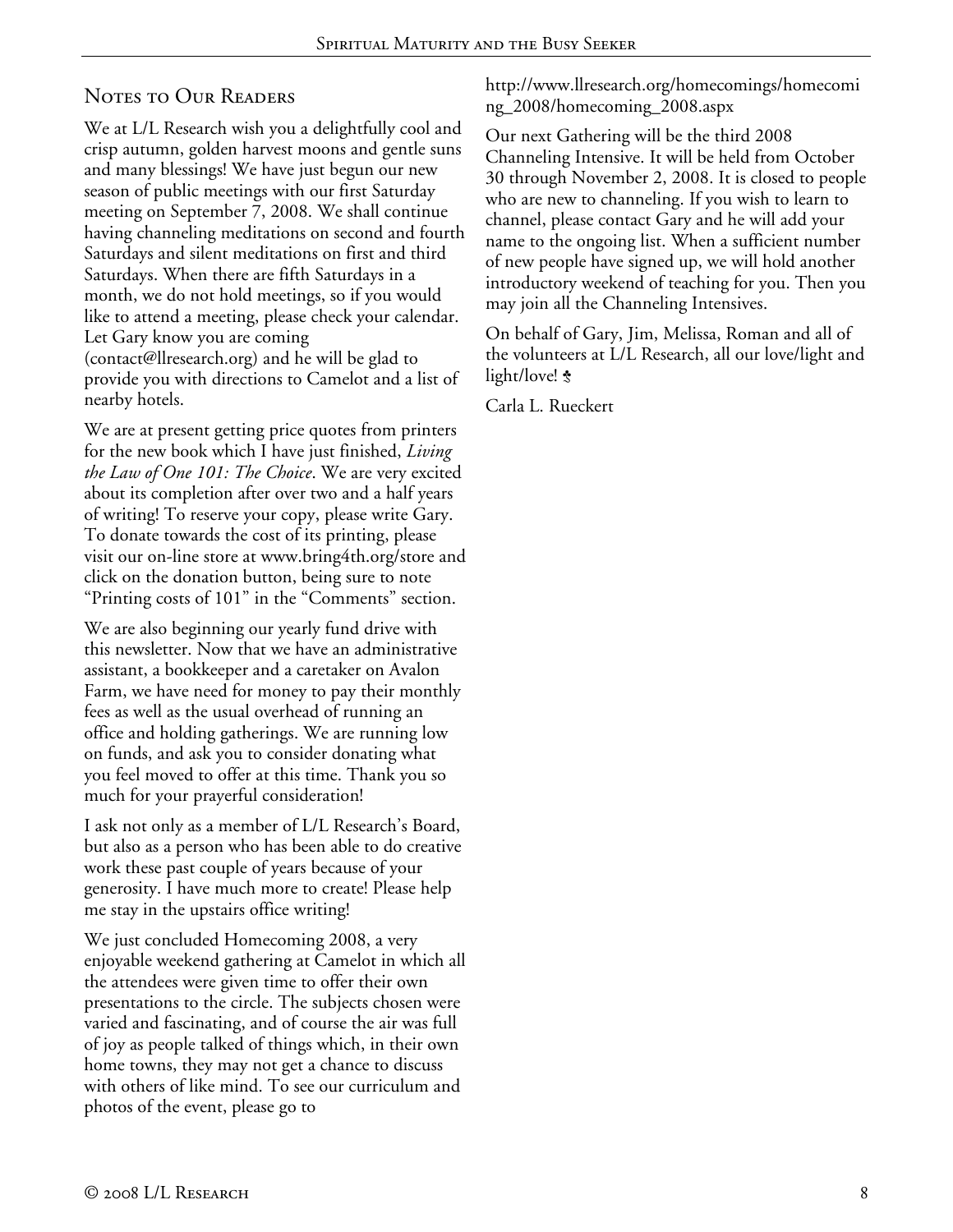## Notes to Our Readers

We at L/L Research wish you a delightfully cool and crisp autumn, golden harvest moons and gentle suns and many blessings! We have just begun our new season of public meetings with our first Saturday meeting on September 7, 2008. We shall continue having channeling meditations on second and fourth Saturdays and silent meditations on first and third Saturdays. When there are fifth Saturdays in a month, we do not hold meetings, so if you would like to attend a meeting, please check your calendar. Let Gary know you are coming (contact@llresearch.org) and he will be glad to provide you with directions to Camelot and a list of nearby hotels.

We are at present getting price quotes from printers for the new book which I have just finished, *Living the Law of One 101: The Choice*. We are very excited about its completion after over two and a half years of writing! To reserve your copy, please write Gary. To donate towards the cost of its printing, please visit our on-line store at www.bring4th.org/store and click on the donation button, being sure to note "Printing costs of 101" in the "Comments" section.

We are also beginning our yearly fund drive with this newsletter. Now that we have an administrative assistant, a bookkeeper and a caretaker on Avalon Farm, we have need for money to pay their monthly fees as well as the usual overhead of running an office and holding gatherings. We are running low on funds, and ask you to consider donating what you feel moved to offer at this time. Thank you so much for your prayerful consideration!

I ask not only as a member of L/L Research's Board, but also as a person who has been able to do creative work these past couple of years because of your generosity. I have much more to create! Please help me stay in the upstairs office writing!

We just concluded Homecoming 2008, a very enjoyable weekend gathering at Camelot in which all the attendees were given time to offer their own presentations to the circle. The subjects chosen were varied and fascinating, and of course the air was full of joy as people talked of things which, in their own home towns, they may not get a chance to discuss with others of like mind. To see our curriculum and photos of the event, please go to http://www.llresearch.org/homecomings/homecoming_2008/homecoming_2008.aspx

Our next Gathering will be the third 2008 Channeling Intensive. It will be held from October 30 through November 2, 2008. It is closed to people who are new to channeling. If you wish to learn to channel, please contact Gary and he will add your name to the ongoing list. When a sufficient number of new people have signed up, we will hold another introductory weekend of teaching for you. Then you may join all the Channeling Intensives.

On behalf of Gary, Jim, Melissa, Roman and all of the volunteers at L/L Research, all our love/light and light/love!

Carla L. Rueckert